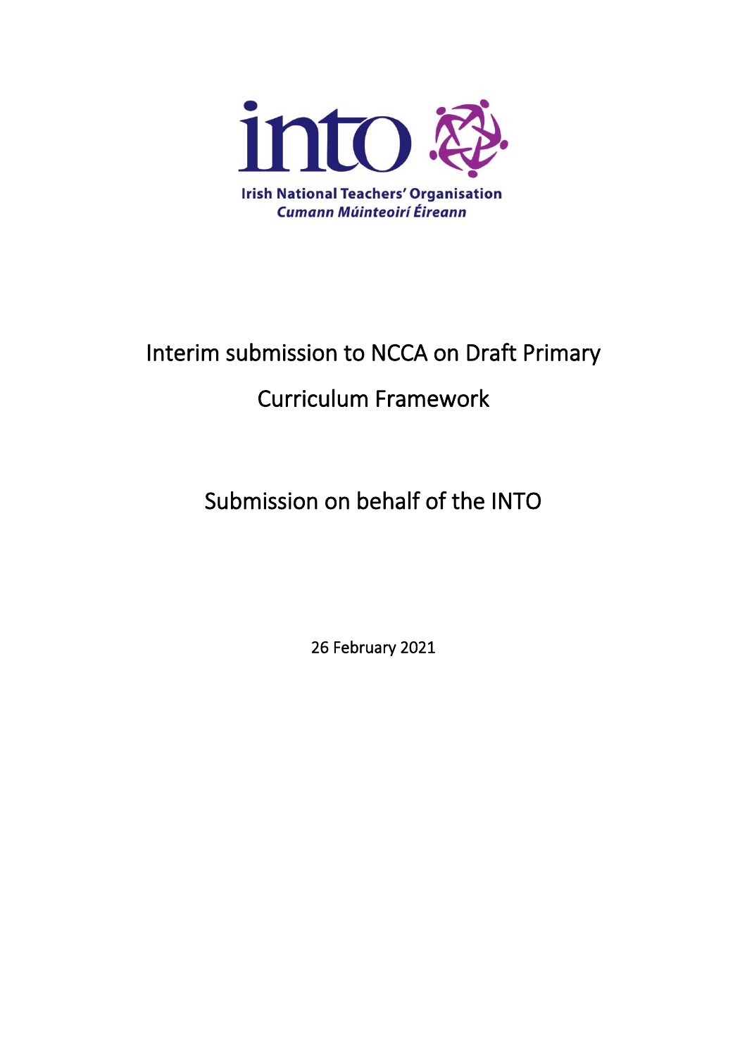into

Irish National Teachers' Organisation
*Cumann Múinteoirí Éireann*

# Interim submission to NCCA on Draft Primary Curriculum Framework

## Submission on behalf of the INTO

26 February 2021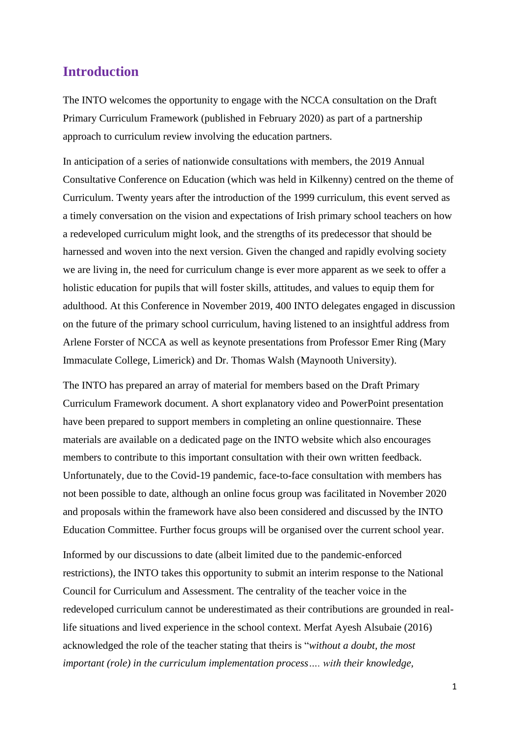## Introduction

The INTO welcomes the opportunity to engage with the NCCA consultation on the Draft Primary Curriculum Framework (published in February 2020) as part of a partnership approach to curriculum review involving the education partners.

In anticipation of a series of nationwide consultations with members, the 2019 Annual Consultative Conference on Education (which was held in Kilkenny) centred on the theme of Curriculum. Twenty years after the introduction of the 1999 curriculum, this event served as a timely conversation on the vision and expectations of Irish primary school teachers on how a redeveloped curriculum might look, and the strengths of its predecessor that should be harnessed and woven into the next version. Given the changed and rapidly evolving society we are living in, the need for curriculum change is ever more apparent as we seek to offer a holistic education for pupils that will foster skills, attitudes, and values to equip them for adulthood. At this Conference in November 2019, 400 INTO delegates engaged in discussion on the future of the primary school curriculum, having listened to an insightful address from Arlene Forster of NCCA as well as keynote presentations from Professor Emer Ring (Mary Immaculate College, Limerick) and Dr. Thomas Walsh (Maynooth University).

The INTO has prepared an array of material for members based on the Draft Primary Curriculum Framework document. A short explanatory video and PowerPoint presentation have been prepared to support members in completing an online questionnaire. These materials are available on a dedicated page on the INTO website which also encourages members to contribute to this important consultation with their own written feedback. Unfortunately, due to the Covid-19 pandemic, face-to-face consultation with members has not been possible to date, although an online focus group was facilitated in November 2020 and proposals within the framework have also been considered and discussed by the INTO Education Committee. Further focus groups will be organised over the current school year.

Informed by our discussions to date (albeit limited due to the pandemic-enforced restrictions), the INTO takes this opportunity to submit an interim response to the National Council for Curriculum and Assessment. The centrality of the teacher voice in the redeveloped curriculum cannot be underestimated as their contributions are grounded in real-life situations and lived experience in the school context. Merfat Ayesh Alsubaie (2016) acknowledged the role of the teacher stating that theirs is "*without a doubt, the most important (role) in the curriculum implementation process…. with their knowledge,*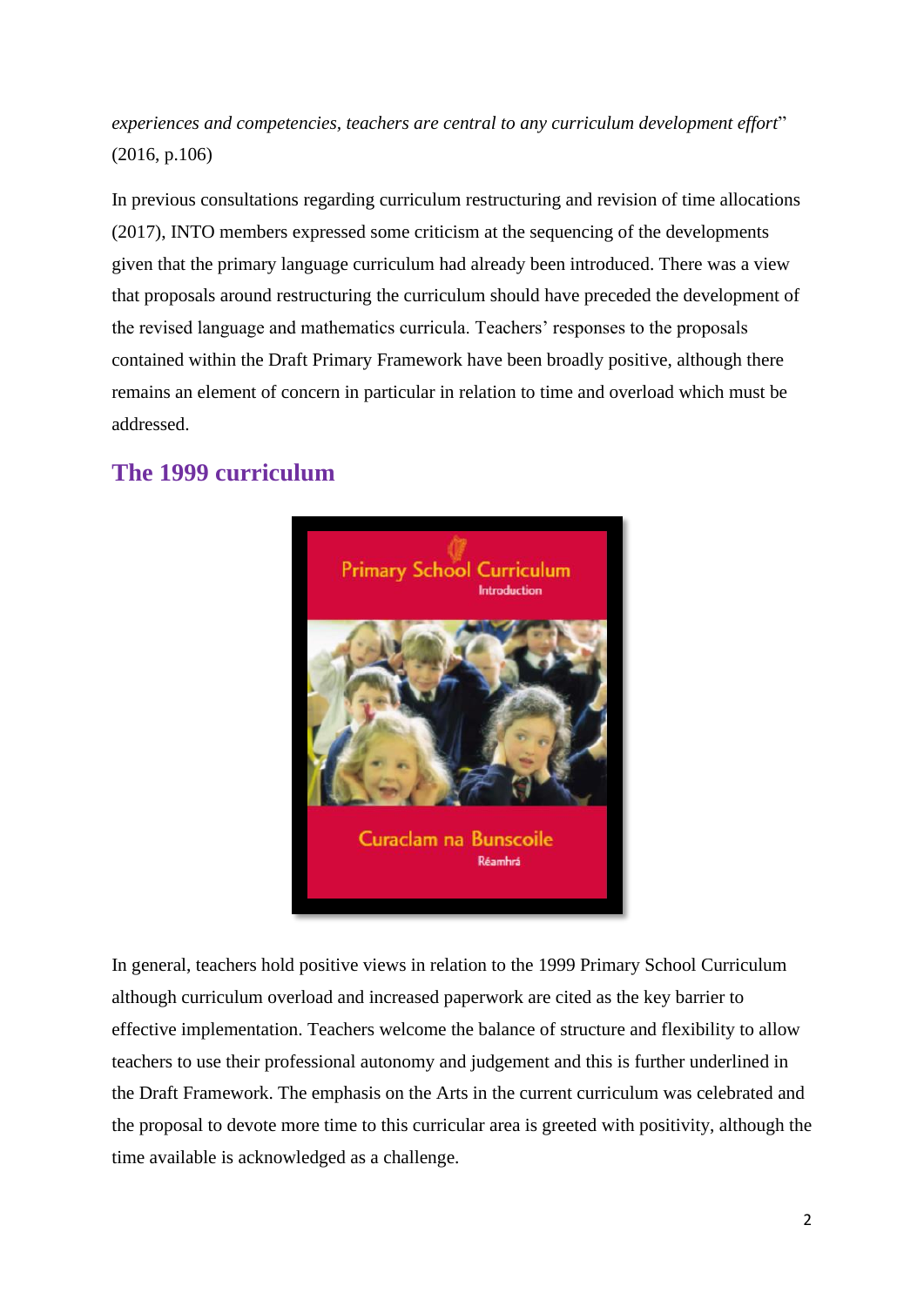*experiences and competencies, teachers are central to any curriculum development effort*" (2016, p.106)

In previous consultations regarding curriculum restructuring and revision of time allocations (2017), INTO members expressed some criticism at the sequencing of the developments given that the primary language curriculum had already been introduced. There was a view that proposals around restructuring the curriculum should have preceded the development of the revised language and mathematics curricula. Teachers' responses to the proposals contained within the Draft Primary Framework have been broadly positive, although there remains an element of concern in particular in relation to time and overload which must be addressed.

## The 1999 curriculum

In general, teachers hold positive views in relation to the 1999 Primary School Curriculum although curriculum overload and increased paperwork are cited as the key barrier to effective implementation. Teachers welcome the balance of structure and flexibility to allow teachers to use their professional autonomy and judgement and this is further underlined in the Draft Framework. The emphasis on the Arts in the current curriculum was celebrated and the proposal to devote more time to this curricular area is greeted with positivity, although the time available is acknowledged as a challenge.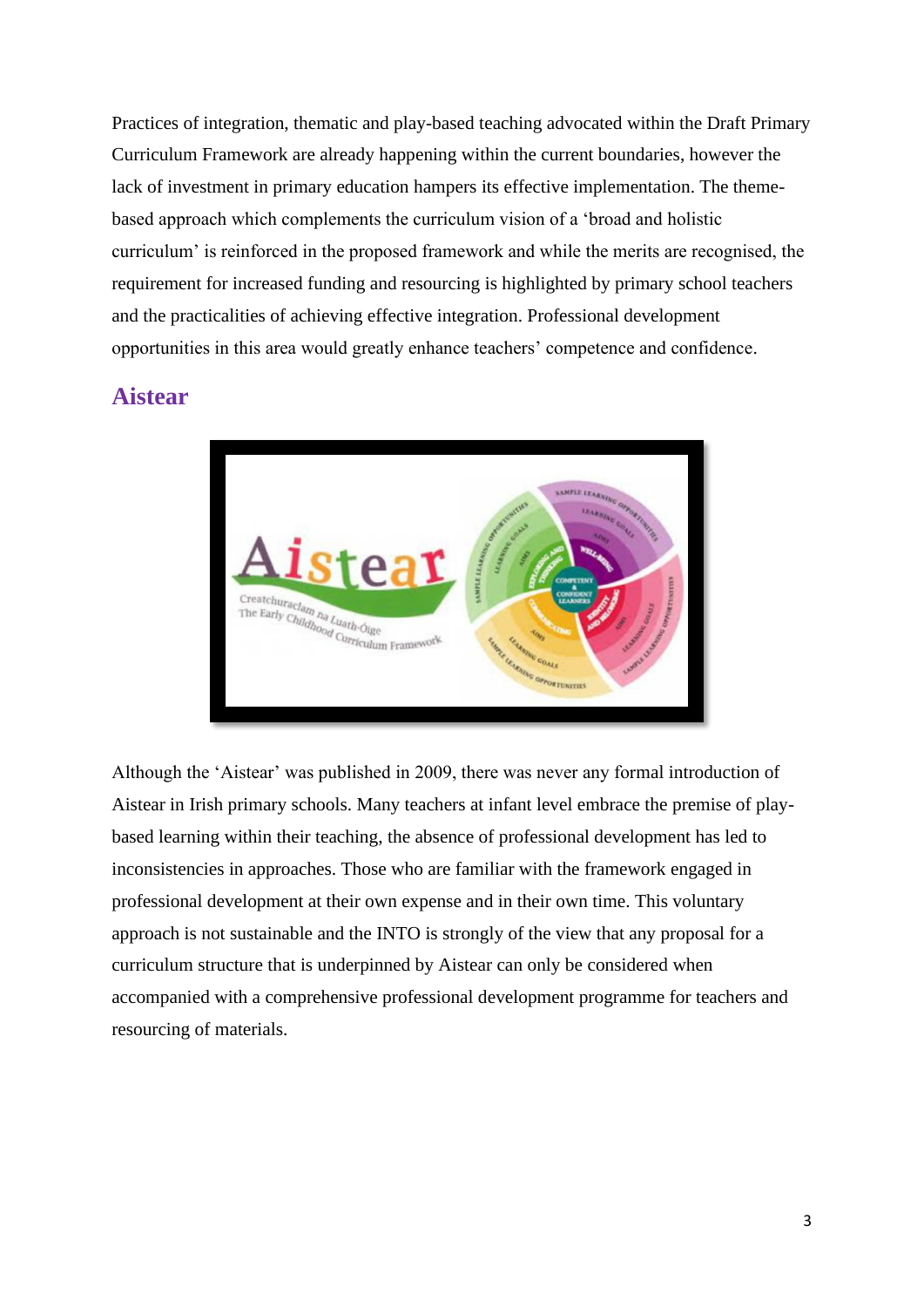Practices of integration, thematic and play-based teaching advocated within the Draft Primary Curriculum Framework are already happening within the current boundaries, however the lack of investment in primary education hampers its effective implementation. The theme-based approach which complements the curriculum vision of a 'broad and holistic curriculum' is reinforced in the proposed framework and while the merits are recognised, the requirement for increased funding and resourcing is highlighted by primary school teachers and the practicalities of achieving effective integration. Professional development opportunities in this area would greatly enhance teachers' competence and confidence.

## Aistear

Although the 'Aistear' was published in 2009, there was never any formal introduction of Aistear in Irish primary schools. Many teachers at infant level embrace the premise of play-based learning within their teaching, the absence of professional development has led to inconsistencies in approaches. Those who are familiar with the framework engaged in professional development at their own expense and in their own time. This voluntary approach is not sustainable and the INTO is strongly of the view that any proposal for a curriculum structure that is underpinned by Aistear can only be considered when accompanied with a comprehensive professional development programme for teachers and resourcing of materials.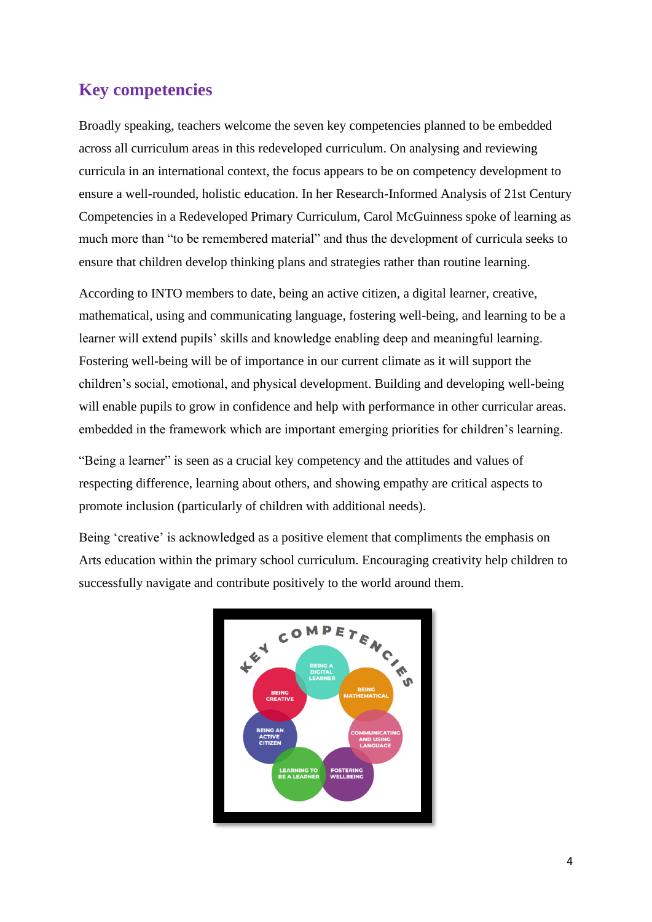## Key competencies

Broadly speaking, teachers welcome the seven key competencies planned to be embedded across all curriculum areas in this redeveloped curriculum. On analysing and reviewing curricula in an international context, the focus appears to be on competency development to ensure a well-rounded, holistic education. In her Research-Informed Analysis of 21st Century Competencies in a Redeveloped Primary Curriculum, Carol McGuinness spoke of learning as much more than "to be remembered material" and thus the development of curricula seeks to ensure that children develop thinking plans and strategies rather than routine learning.

According to INTO members to date, being an active citizen, a digital learner, creative, mathematical, using and communicating language, fostering well-being, and learning to be a learner will extend pupils' skills and knowledge enabling deep and meaningful learning. Fostering well-being will be of importance in our current climate as it will support the children's social, emotional, and physical development. Building and developing well-being will enable pupils to grow in confidence and help with performance in other curricular areas. embedded in the framework which are important emerging priorities for children's learning.

"Being a learner" is seen as a crucial key competency and the attitudes and values of respecting difference, learning about others, and showing empathy are critical aspects to promote inclusion (particularly of children with additional needs).

Being 'creative' is acknowledged as a positive element that compliments the emphasis on Arts education within the primary school curriculum. Encouraging creativity help children to successfully navigate and contribute positively to the world around them.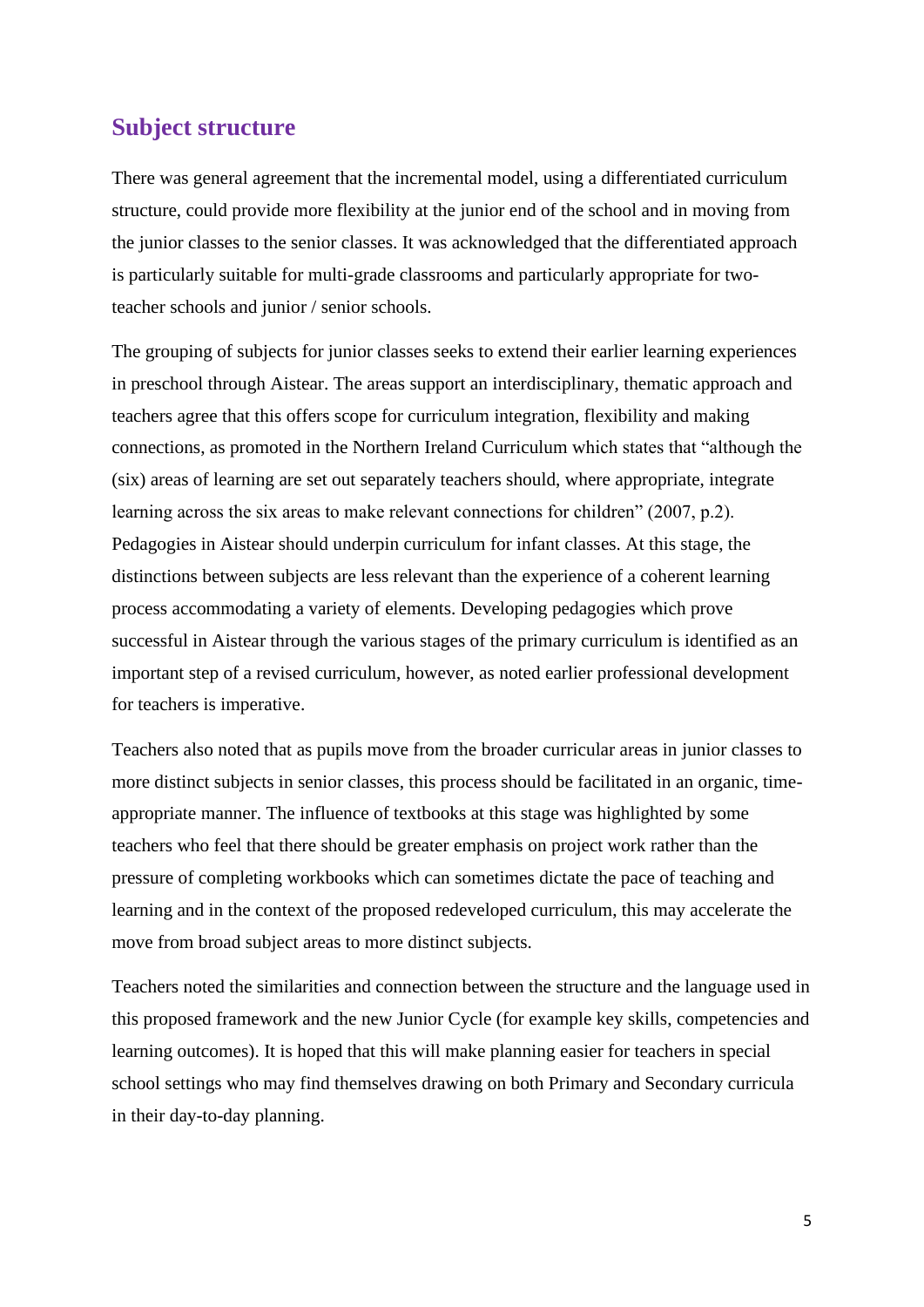## Subject structure

There was general agreement that the incremental model, using a differentiated curriculum structure, could provide more flexibility at the junior end of the school and in moving from the junior classes to the senior classes. It was acknowledged that the differentiated approach is particularly suitable for multi-grade classrooms and particularly appropriate for two-teacher schools and junior / senior schools.

The grouping of subjects for junior classes seeks to extend their earlier learning experiences in preschool through Aistear. The areas support an interdisciplinary, thematic approach and teachers agree that this offers scope for curriculum integration, flexibility and making connections, as promoted in the Northern Ireland Curriculum which states that "although the (six) areas of learning are set out separately teachers should, where appropriate, integrate learning across the six areas to make relevant connections for children" (2007, p.2). Pedagogies in Aistear should underpin curriculum for infant classes. At this stage, the distinctions between subjects are less relevant than the experience of a coherent learning process accommodating a variety of elements. Developing pedagogies which prove successful in Aistear through the various stages of the primary curriculum is identified as an important step of a revised curriculum, however, as noted earlier professional development for teachers is imperative.

Teachers also noted that as pupils move from the broader curricular areas in junior classes to more distinct subjects in senior classes, this process should be facilitated in an organic, time-appropriate manner. The influence of textbooks at this stage was highlighted by some teachers who feel that there should be greater emphasis on project work rather than the pressure of completing workbooks which can sometimes dictate the pace of teaching and learning and in the context of the proposed redeveloped curriculum, this may accelerate the move from broad subject areas to more distinct subjects.

Teachers noted the similarities and connection between the structure and the language used in this proposed framework and the new Junior Cycle (for example key skills, competencies and learning outcomes). It is hoped that this will make planning easier for teachers in special school settings who may find themselves drawing on both Primary and Secondary curricula in their day-to-day planning.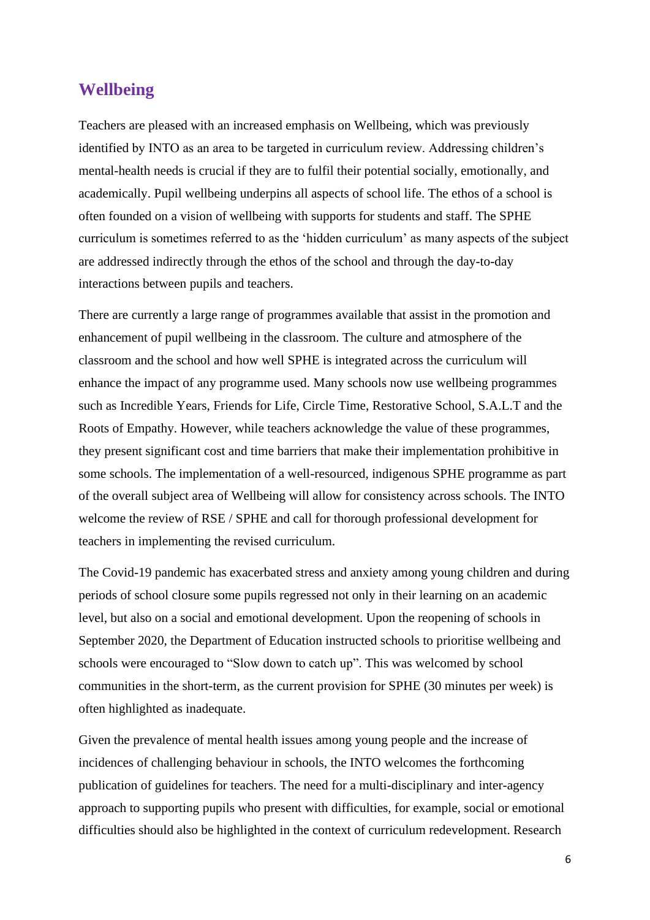## Wellbeing

Teachers are pleased with an increased emphasis on Wellbeing, which was previously identified by INTO as an area to be targeted in curriculum review. Addressing children's mental-health needs is crucial if they are to fulfil their potential socially, emotionally, and academically. Pupil wellbeing underpins all aspects of school life. The ethos of a school is often founded on a vision of wellbeing with supports for students and staff. The SPHE curriculum is sometimes referred to as the 'hidden curriculum' as many aspects of the subject are addressed indirectly through the ethos of the school and through the day-to-day interactions between pupils and teachers.

There are currently a large range of programmes available that assist in the promotion and enhancement of pupil wellbeing in the classroom. The culture and atmosphere of the classroom and the school and how well SPHE is integrated across the curriculum will enhance the impact of any programme used. Many schools now use wellbeing programmes such as Incredible Years, Friends for Life, Circle Time, Restorative School, S.A.L.T and the Roots of Empathy. However, while teachers acknowledge the value of these programmes, they present significant cost and time barriers that make their implementation prohibitive in some schools. The implementation of a well-resourced, indigenous SPHE programme as part of the overall subject area of Wellbeing will allow for consistency across schools. The INTO welcome the review of RSE / SPHE and call for thorough professional development for teachers in implementing the revised curriculum.

The Covid-19 pandemic has exacerbated stress and anxiety among young children and during periods of school closure some pupils regressed not only in their learning on an academic level, but also on a social and emotional development. Upon the reopening of schools in September 2020, the Department of Education instructed schools to prioritise wellbeing and schools were encouraged to "Slow down to catch up". This was welcomed by school communities in the short-term, as the current provision for SPHE (30 minutes per week) is often highlighted as inadequate.

Given the prevalence of mental health issues among young people and the increase of incidences of challenging behaviour in schools, the INTO welcomes the forthcoming publication of guidelines for teachers. The need for a multi-disciplinary and inter-agency approach to supporting pupils who present with difficulties, for example, social or emotional difficulties should also be highlighted in the context of curriculum redevelopment. Research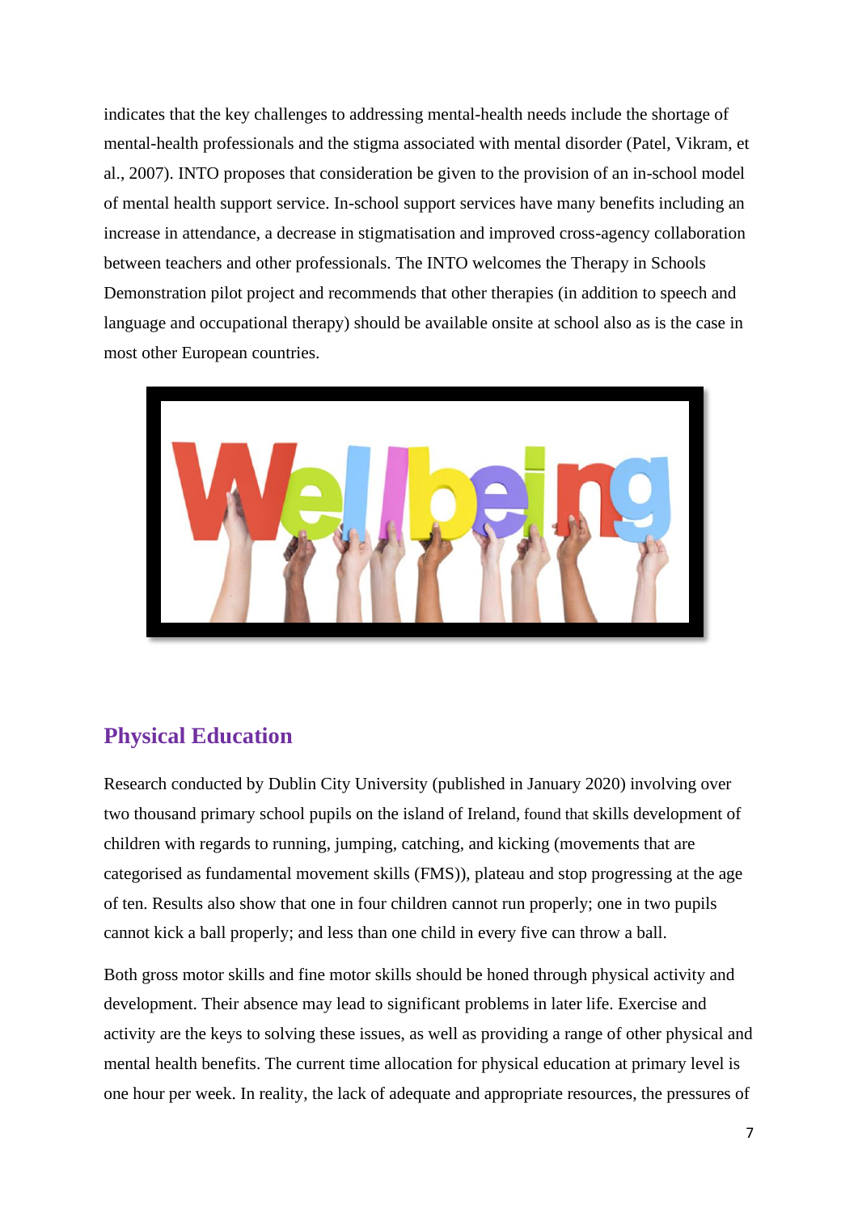indicates that the key challenges to addressing mental-health needs include the shortage of mental-health professionals and the stigma associated with mental disorder (Patel, Vikram, et al., 2007). INTO proposes that consideration be given to the provision of an in-school model of mental health support service. In-school support services have many benefits including an increase in attendance, a decrease in stigmatisation and improved cross-agency collaboration between teachers and other professionals. The INTO welcomes the Therapy in Schools Demonstration pilot project and recommends that other therapies (in addition to speech and language and occupational therapy) should be available onsite at school also as is the case in most other European countries.

## Physical Education

Research conducted by Dublin City University (published in January 2020) involving over two thousand primary school pupils on the island of Ireland, found that skills development of children with regards to running, jumping, catching, and kicking (movements that are categorised as fundamental movement skills (FMS)), plateau and stop progressing at the age of ten. Results also show that one in four children cannot run properly; one in two pupils cannot kick a ball properly; and less than one child in every five can throw a ball.

Both gross motor skills and fine motor skills should be honed through physical activity and development. Their absence may lead to significant problems in later life. Exercise and activity are the keys to solving these issues, as well as providing a range of other physical and mental health benefits. The current time allocation for physical education at primary level is one hour per week. In reality, the lack of adequate and appropriate resources, the pressures of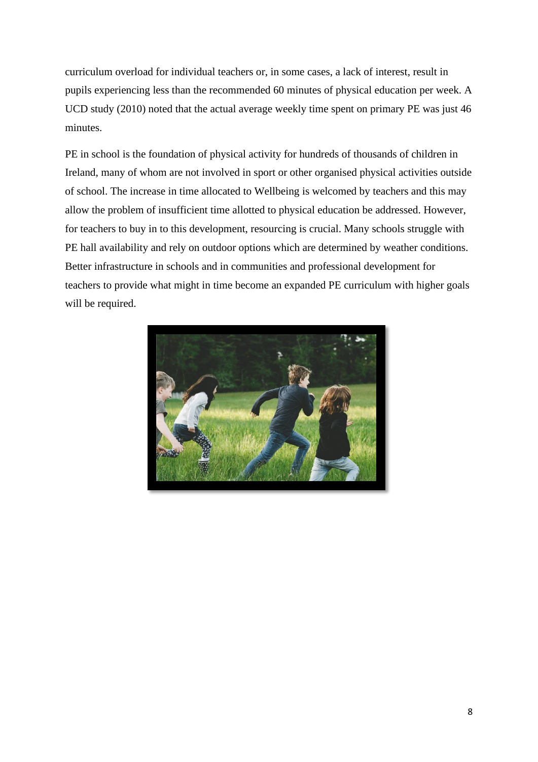curriculum overload for individual teachers or, in some cases, a lack of interest, result in pupils experiencing less than the recommended 60 minutes of physical education per week. A UCD study (2010) noted that the actual average weekly time spent on primary PE was just 46 minutes.

PE in school is the foundation of physical activity for hundreds of thousands of children in Ireland, many of whom are not involved in sport or other organised physical activities outside of school. The increase in time allocated to Wellbeing is welcomed by teachers and this may allow the problem of insufficient time allotted to physical education be addressed. However, for teachers to buy in to this development, resourcing is crucial. Many schools struggle with PE hall availability and rely on outdoor options which are determined by weather conditions. Better infrastructure in schools and in communities and professional development for teachers to provide what might in time become an expanded PE curriculum with higher goals will be required.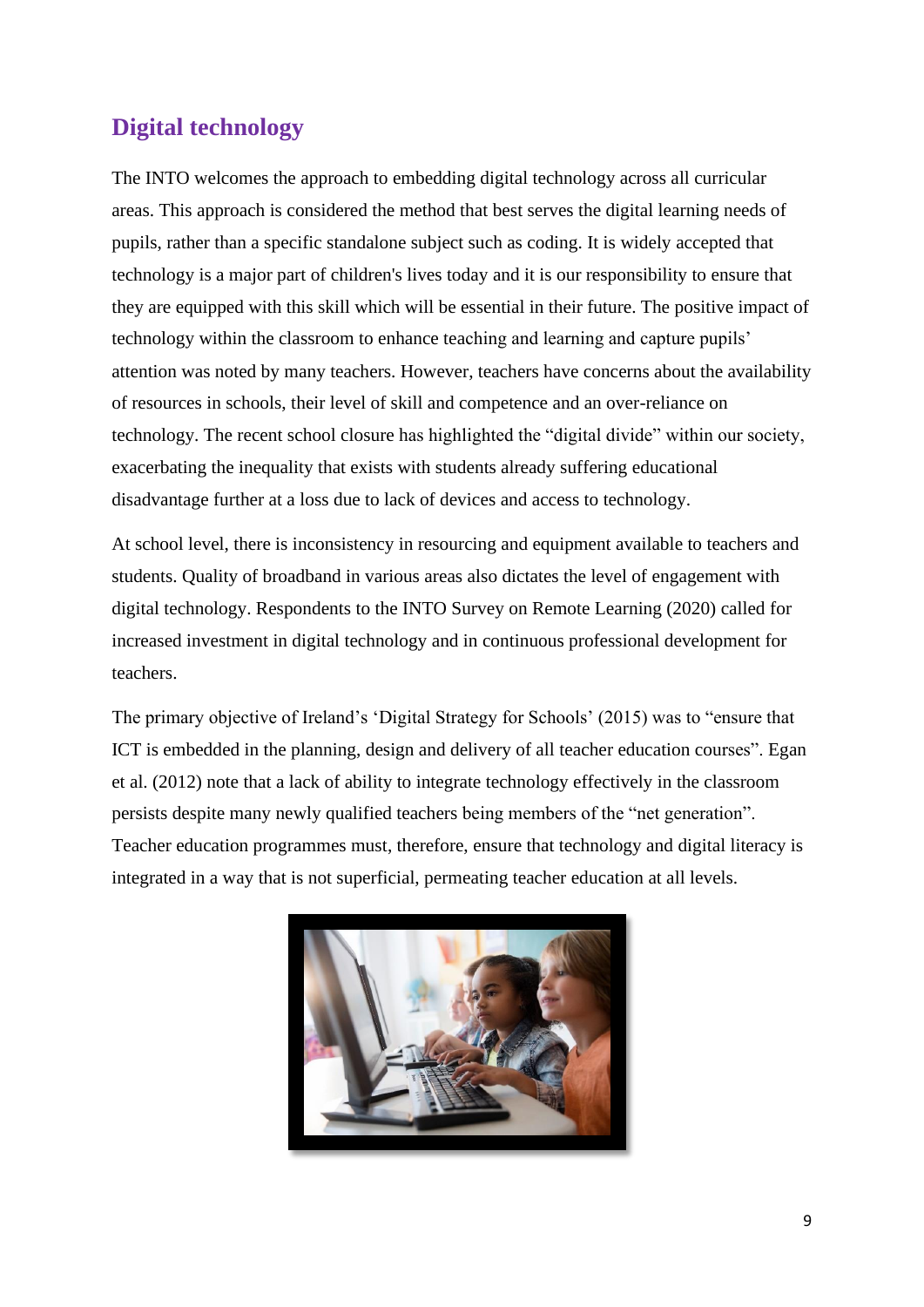## Digital technology

The INTO welcomes the approach to embedding digital technology across all curricular areas. This approach is considered the method that best serves the digital learning needs of pupils, rather than a specific standalone subject such as coding. It is widely accepted that technology is a major part of children's lives today and it is our responsibility to ensure that they are equipped with this skill which will be essential in their future. The positive impact of technology within the classroom to enhance teaching and learning and capture pupils' attention was noted by many teachers. However, teachers have concerns about the availability of resources in schools, their level of skill and competence and an over-reliance on technology. The recent school closure has highlighted the "digital divide" within our society, exacerbating the inequality that exists with students already suffering educational disadvantage further at a loss due to lack of devices and access to technology.

At school level, there is inconsistency in resourcing and equipment available to teachers and students. Quality of broadband in various areas also dictates the level of engagement with digital technology. Respondents to the INTO Survey on Remote Learning (2020) called for increased investment in digital technology and in continuous professional development for teachers.

The primary objective of Ireland's 'Digital Strategy for Schools' (2015) was to "ensure that ICT is embedded in the planning, design and delivery of all teacher education courses". Egan et al. (2012) note that a lack of ability to integrate technology effectively in the classroom persists despite many newly qualified teachers being members of the "net generation". Teacher education programmes must, therefore, ensure that technology and digital literacy is integrated in a way that is not superficial, permeating teacher education at all levels.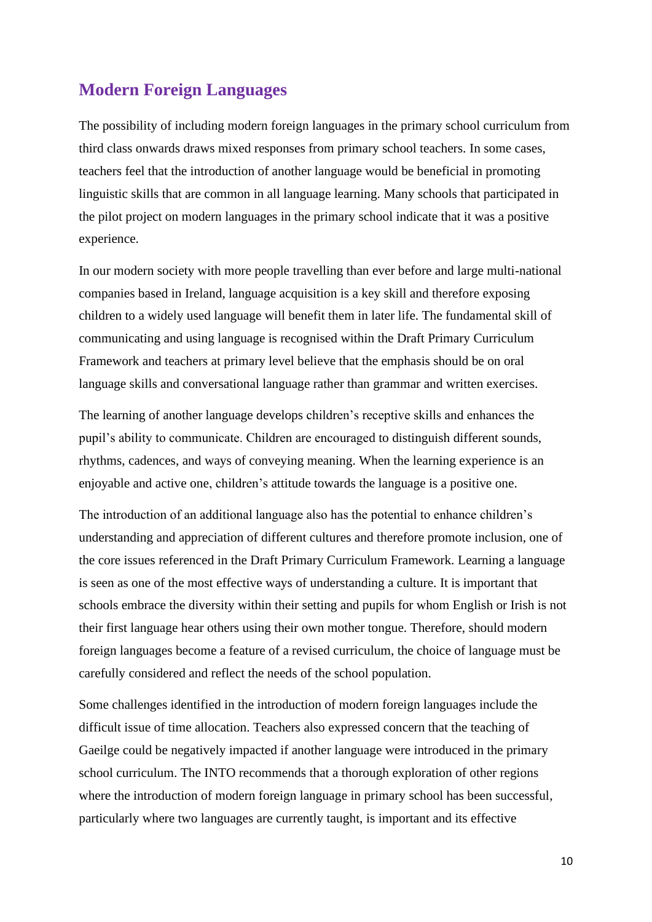## Modern Foreign Languages

The possibility of including modern foreign languages in the primary school curriculum from third class onwards draws mixed responses from primary school teachers. In some cases, teachers feel that the introduction of another language would be beneficial in promoting linguistic skills that are common in all language learning. Many schools that participated in the pilot project on modern languages in the primary school indicate that it was a positive experience.

In our modern society with more people travelling than ever before and large multi-national companies based in Ireland, language acquisition is a key skill and therefore exposing children to a widely used language will benefit them in later life. The fundamental skill of communicating and using language is recognised within the Draft Primary Curriculum Framework and teachers at primary level believe that the emphasis should be on oral language skills and conversational language rather than grammar and written exercises.

The learning of another language develops children's receptive skills and enhances the pupil's ability to communicate. Children are encouraged to distinguish different sounds, rhythms, cadences, and ways of conveying meaning. When the learning experience is an enjoyable and active one, children's attitude towards the language is a positive one.

The introduction of an additional language also has the potential to enhance children's understanding and appreciation of different cultures and therefore promote inclusion, one of the core issues referenced in the Draft Primary Curriculum Framework. Learning a language is seen as one of the most effective ways of understanding a culture. It is important that schools embrace the diversity within their setting and pupils for whom English or Irish is not their first language hear others using their own mother tongue. Therefore, should modern foreign languages become a feature of a revised curriculum, the choice of language must be carefully considered and reflect the needs of the school population.

Some challenges identified in the introduction of modern foreign languages include the difficult issue of time allocation. Teachers also expressed concern that the teaching of Gaeilge could be negatively impacted if another language were introduced in the primary school curriculum. The INTO recommends that a thorough exploration of other regions where the introduction of modern foreign language in primary school has been successful, particularly where two languages are currently taught, is important and its effective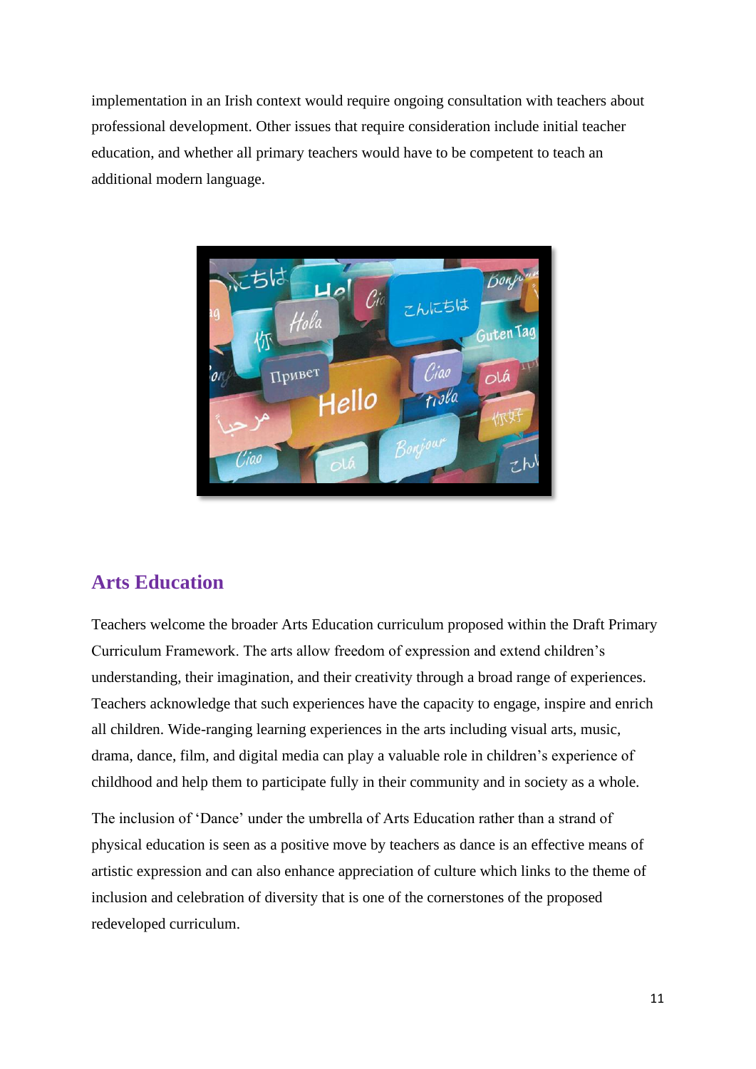implementation in an Irish context would require ongoing consultation with teachers about professional development. Other issues that require consideration include initial teacher education, and whether all primary teachers would have to be competent to teach an additional modern language.

## Arts Education

Teachers welcome the broader Arts Education curriculum proposed within the Draft Primary Curriculum Framework. The arts allow freedom of expression and extend children's understanding, their imagination, and their creativity through a broad range of experiences. Teachers acknowledge that such experiences have the capacity to engage, inspire and enrich all children. Wide-ranging learning experiences in the arts including visual arts, music, drama, dance, film, and digital media can play a valuable role in children's experience of childhood and help them to participate fully in their community and in society as a whole.

The inclusion of 'Dance' under the umbrella of Arts Education rather than a strand of physical education is seen as a positive move by teachers as dance is an effective means of artistic expression and can also enhance appreciation of culture which links to the theme of inclusion and celebration of diversity that is one of the cornerstones of the proposed redeveloped curriculum.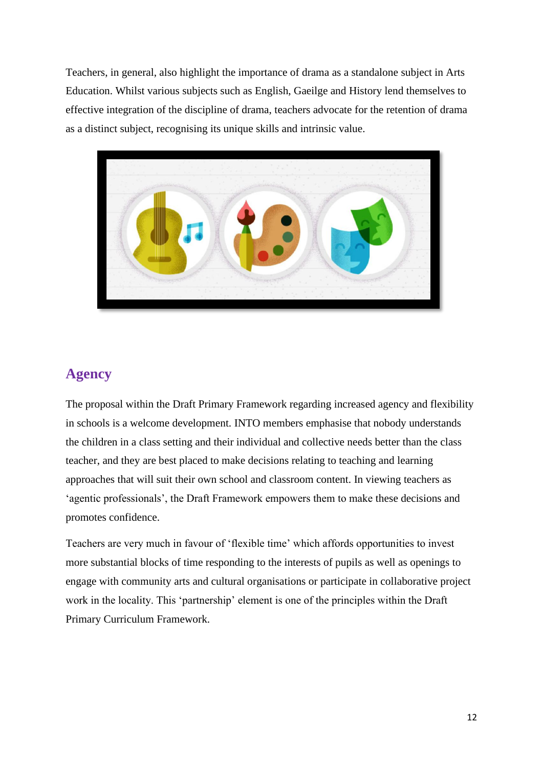Teachers, in general, also highlight the importance of drama as a standalone subject in Arts Education. Whilst various subjects such as English, Gaeilge and History lend themselves to effective integration of the discipline of drama, teachers advocate for the retention of drama as a distinct subject, recognising its unique skills and intrinsic value.

## Agency

The proposal within the Draft Primary Framework regarding increased agency and flexibility in schools is a welcome development. INTO members emphasise that nobody understands the children in a class setting and their individual and collective needs better than the class teacher, and they are best placed to make decisions relating to teaching and learning approaches that will suit their own school and classroom content. In viewing teachers as 'agentic professionals', the Draft Framework empowers them to make these decisions and promotes confidence.

Teachers are very much in favour of 'flexible time' which affords opportunities to invest more substantial blocks of time responding to the interests of pupils as well as openings to engage with community arts and cultural organisations or participate in collaborative project work in the locality. This 'partnership' element is one of the principles within the Draft Primary Curriculum Framework.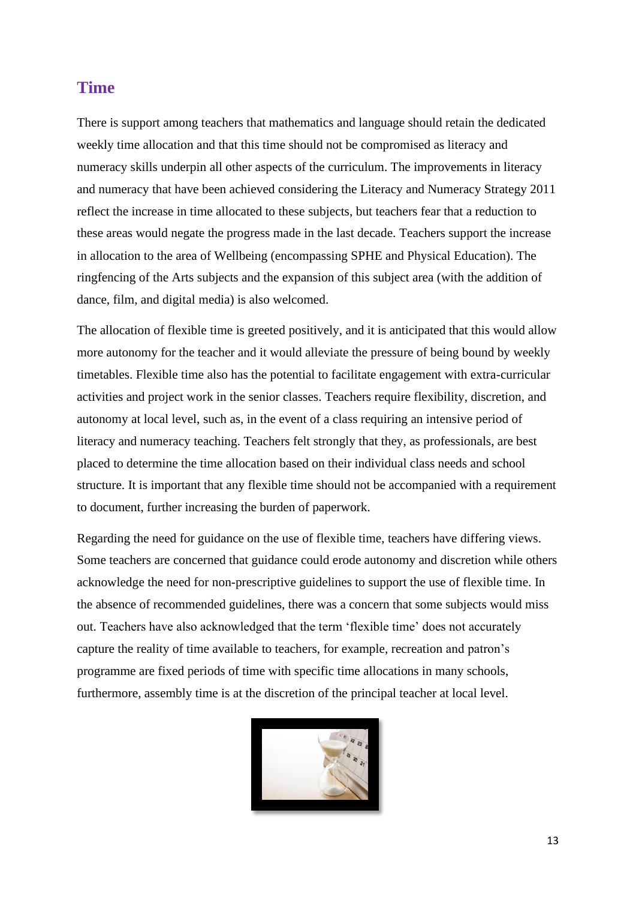## Time

There is support among teachers that mathematics and language should retain the dedicated weekly time allocation and that this time should not be compromised as literacy and numeracy skills underpin all other aspects of the curriculum. The improvements in literacy and numeracy that have been achieved considering the Literacy and Numeracy Strategy 2011 reflect the increase in time allocated to these subjects, but teachers fear that a reduction to these areas would negate the progress made in the last decade. Teachers support the increase in allocation to the area of Wellbeing (encompassing SPHE and Physical Education). The ringfencing of the Arts subjects and the expansion of this subject area (with the addition of dance, film, and digital media) is also welcomed.

The allocation of flexible time is greeted positively, and it is anticipated that this would allow more autonomy for the teacher and it would alleviate the pressure of being bound by weekly timetables. Flexible time also has the potential to facilitate engagement with extra-curricular activities and project work in the senior classes. Teachers require flexibility, discretion, and autonomy at local level, such as, in the event of a class requiring an intensive period of literacy and numeracy teaching. Teachers felt strongly that they, as professionals, are best placed to determine the time allocation based on their individual class needs and school structure. It is important that any flexible time should not be accompanied with a requirement to document, further increasing the burden of paperwork.

Regarding the need for guidance on the use of flexible time, teachers have differing views. Some teachers are concerned that guidance could erode autonomy and discretion while others acknowledge the need for non-prescriptive guidelines to support the use of flexible time. In the absence of recommended guidelines, there was a concern that some subjects would miss out. Teachers have also acknowledged that the term 'flexible time' does not accurately capture the reality of time available to teachers, for example, recreation and patron's programme are fixed periods of time with specific time allocations in many schools, furthermore, assembly time is at the discretion of the principal teacher at local level.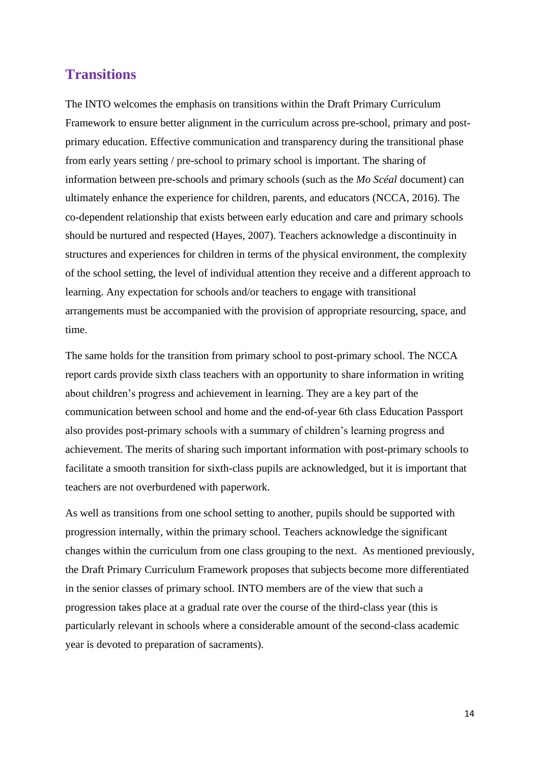## Transitions

The INTO welcomes the emphasis on transitions within the Draft Primary Curriculum Framework to ensure better alignment in the curriculum across pre-school, primary and post-primary education. Effective communication and transparency during the transitional phase from early years setting / pre-school to primary school is important. The sharing of information between pre-schools and primary schools (such as the *Mo Scéal* document) can ultimately enhance the experience for children, parents, and educators (NCCA, 2016). The co-dependent relationship that exists between early education and care and primary schools should be nurtured and respected (Hayes, 2007). Teachers acknowledge a discontinuity in structures and experiences for children in terms of the physical environment, the complexity of the school setting, the level of individual attention they receive and a different approach to learning. Any expectation for schools and/or teachers to engage with transitional arrangements must be accompanied with the provision of appropriate resourcing, space, and time.

The same holds for the transition from primary school to post-primary school. The NCCA report cards provide sixth class teachers with an opportunity to share information in writing about children's progress and achievement in learning. They are a key part of the communication between school and home and the end-of-year 6th class Education Passport also provides post-primary schools with a summary of children's learning progress and achievement. The merits of sharing such important information with post-primary schools to facilitate a smooth transition for sixth-class pupils are acknowledged, but it is important that teachers are not overburdened with paperwork.

As well as transitions from one school setting to another, pupils should be supported with progression internally, within the primary school. Teachers acknowledge the significant changes within the curriculum from one class grouping to the next. As mentioned previously, the Draft Primary Curriculum Framework proposes that subjects become more differentiated in the senior classes of primary school. INTO members are of the view that such a progression takes place at a gradual rate over the course of the third-class year (this is particularly relevant in schools where a considerable amount of the second-class academic year is devoted to preparation of sacraments).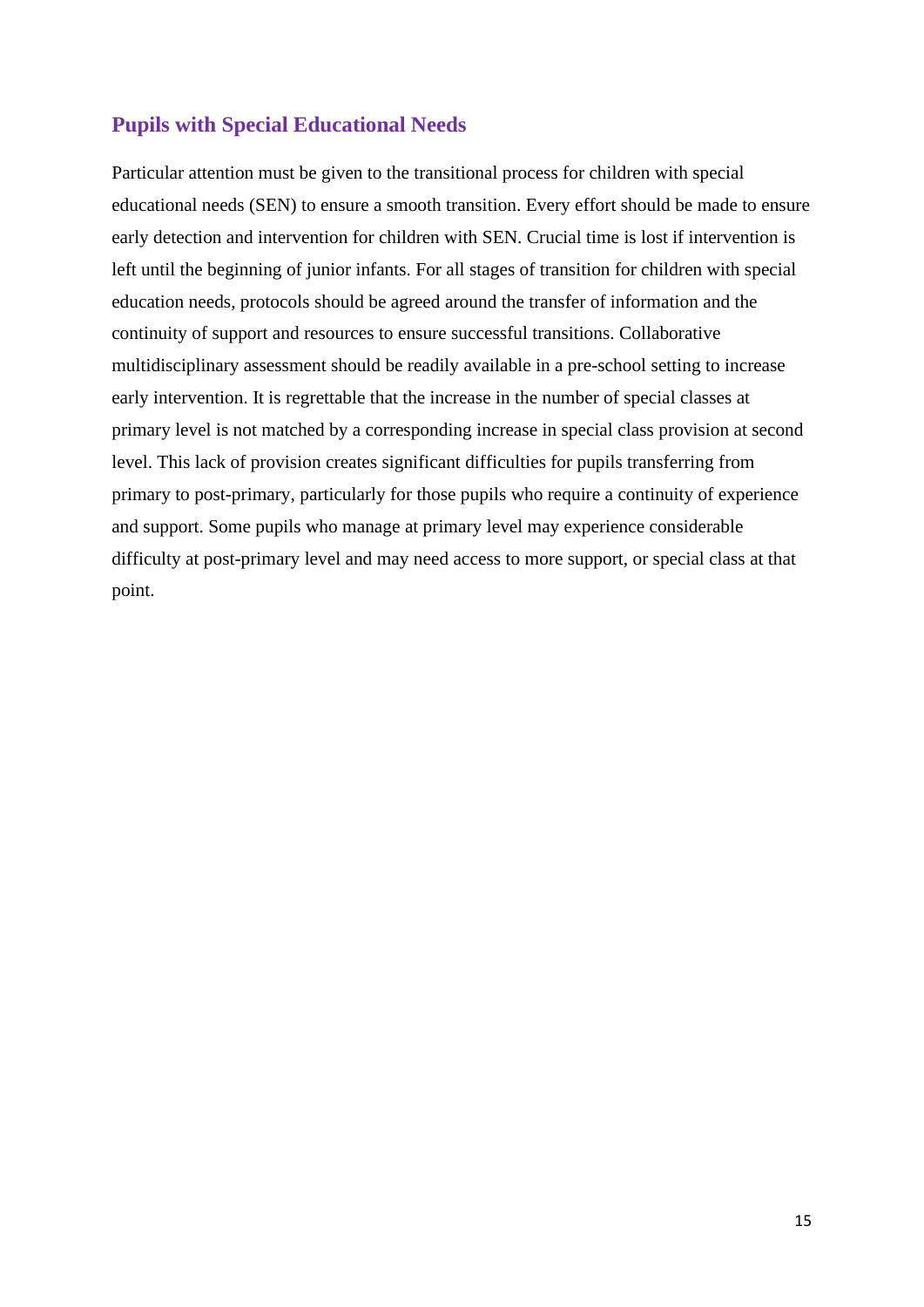## Pupils with Special Educational Needs

Particular attention must be given to the transitional process for children with special educational needs (SEN) to ensure a smooth transition. Every effort should be made to ensure early detection and intervention for children with SEN. Crucial time is lost if intervention is left until the beginning of junior infants. For all stages of transition for children with special education needs, protocols should be agreed around the transfer of information and the continuity of support and resources to ensure successful transitions. Collaborative multidisciplinary assessment should be readily available in a pre-school setting to increase early intervention. It is regrettable that the increase in the number of special classes at primary level is not matched by a corresponding increase in special class provision at second level. This lack of provision creates significant difficulties for pupils transferring from primary to post-primary, particularly for those pupils who require a continuity of experience and support. Some pupils who manage at primary level may experience considerable difficulty at post-primary level and may need access to more support, or special class at that point.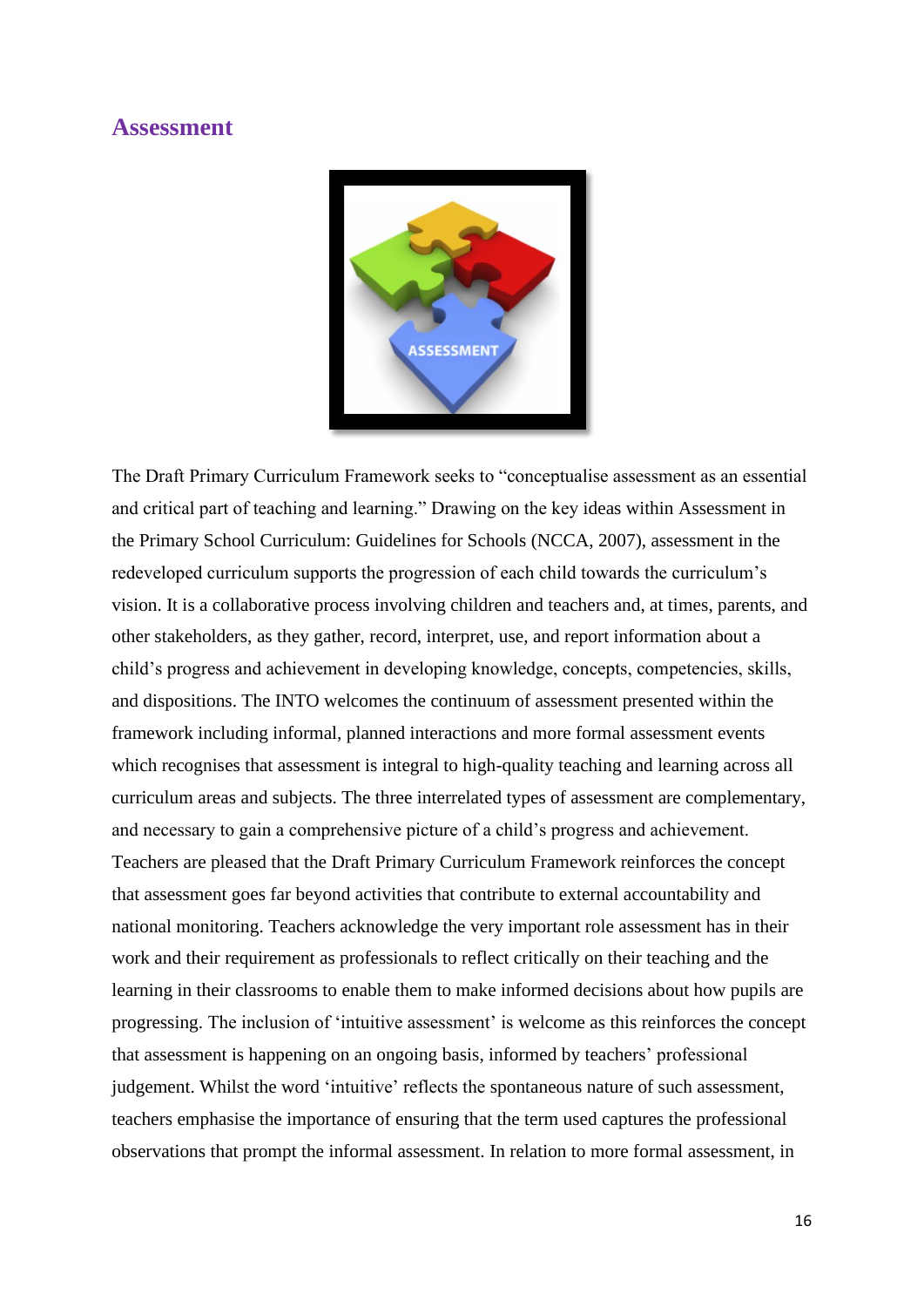## Assessment

The Draft Primary Curriculum Framework seeks to "conceptualise assessment as an essential and critical part of teaching and learning." Drawing on the key ideas within Assessment in the Primary School Curriculum: Guidelines for Schools (NCCA, 2007), assessment in the redeveloped curriculum supports the progression of each child towards the curriculum's vision. It is a collaborative process involving children and teachers and, at times, parents, and other stakeholders, as they gather, record, interpret, use, and report information about a child's progress and achievement in developing knowledge, concepts, competencies, skills, and dispositions. The INTO welcomes the continuum of assessment presented within the framework including informal, planned interactions and more formal assessment events which recognises that assessment is integral to high-quality teaching and learning across all curriculum areas and subjects. The three interrelated types of assessment are complementary, and necessary to gain a comprehensive picture of a child's progress and achievement. Teachers are pleased that the Draft Primary Curriculum Framework reinforces the concept that assessment goes far beyond activities that contribute to external accountability and national monitoring. Teachers acknowledge the very important role assessment has in their work and their requirement as professionals to reflect critically on their teaching and the learning in their classrooms to enable them to make informed decisions about how pupils are progressing. The inclusion of 'intuitive assessment' is welcome as this reinforces the concept that assessment is happening on an ongoing basis, informed by teachers' professional judgement. Whilst the word 'intuitive' reflects the spontaneous nature of such assessment, teachers emphasise the importance of ensuring that the term used captures the professional observations that prompt the informal assessment. In relation to more formal assessment, in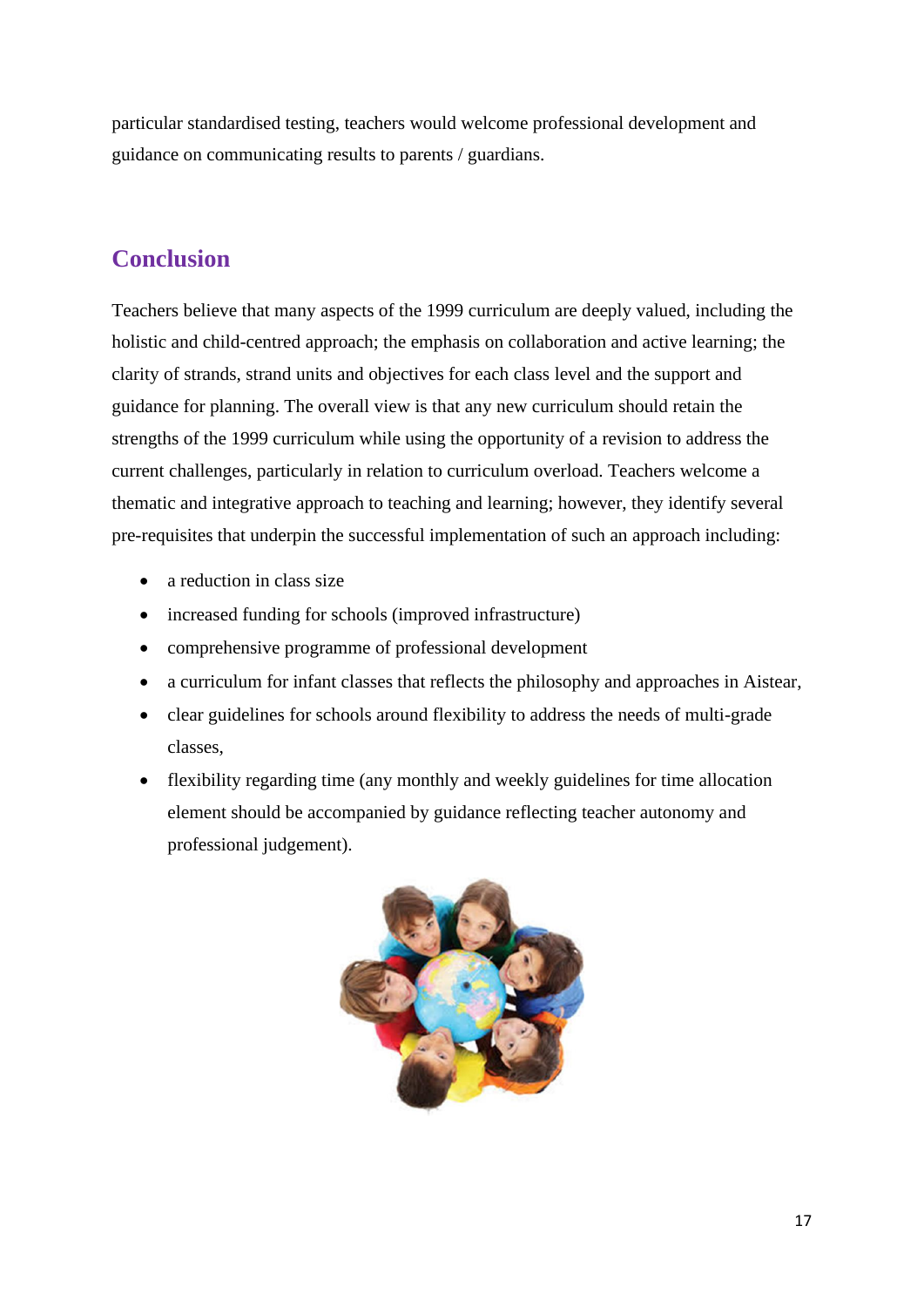particular standardised testing, teachers would welcome professional development and guidance on communicating results to parents / guardians.

## Conclusion

Teachers believe that many aspects of the 1999 curriculum are deeply valued, including the holistic and child-centred approach; the emphasis on collaboration and active learning; the clarity of strands, strand units and objectives for each class level and the support and guidance for planning. The overall view is that any new curriculum should retain the strengths of the 1999 curriculum while using the opportunity of a revision to address the current challenges, particularly in relation to curriculum overload. Teachers welcome a thematic and integrative approach to teaching and learning; however, they identify several pre-requisites that underpin the successful implementation of such an approach including:

- a reduction in class size
- increased funding for schools (improved infrastructure)
- comprehensive programme of professional development
- a curriculum for infant classes that reflects the philosophy and approaches in Aistear,
- clear guidelines for schools around flexibility to address the needs of multi-grade classes,
- flexibility regarding time (any monthly and weekly guidelines for time allocation element should be accompanied by guidance reflecting teacher autonomy and professional judgement).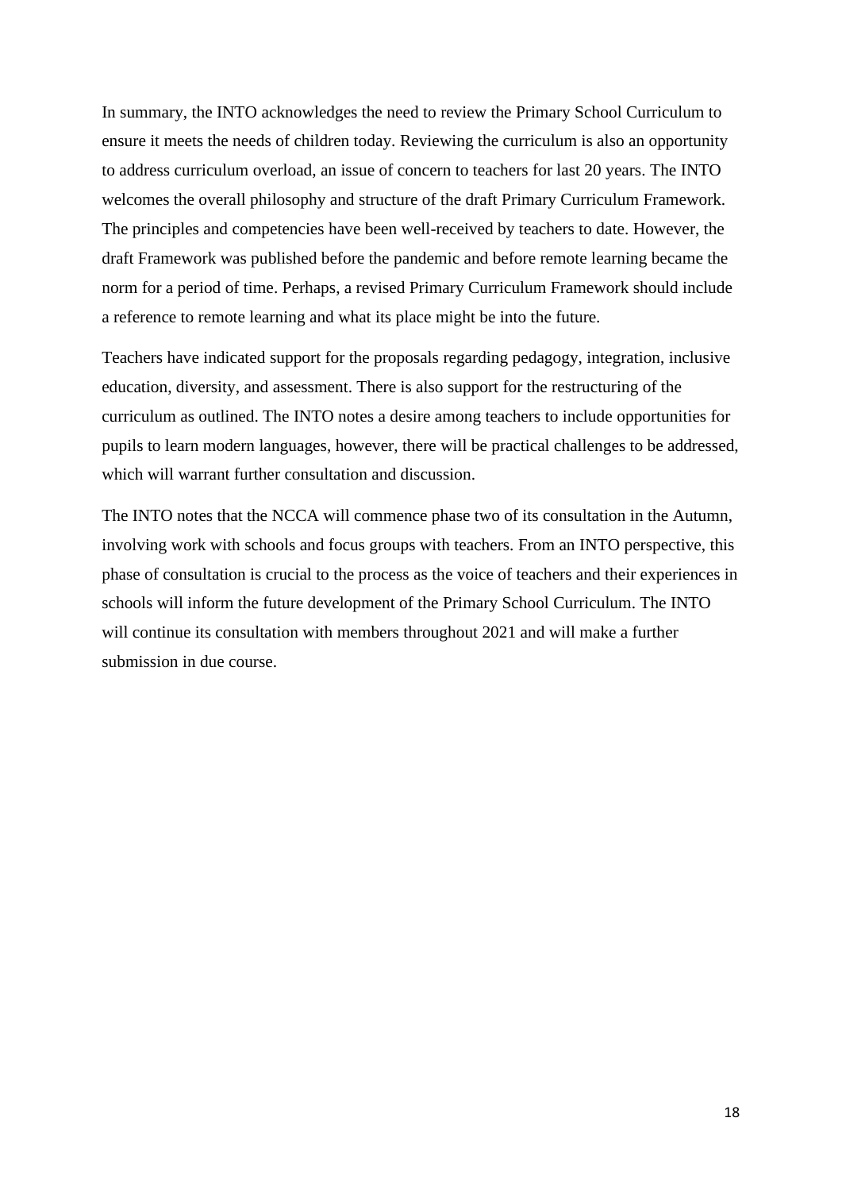In summary, the INTO acknowledges the need to review the Primary School Curriculum to ensure it meets the needs of children today. Reviewing the curriculum is also an opportunity to address curriculum overload, an issue of concern to teachers for last 20 years. The INTO welcomes the overall philosophy and structure of the draft Primary Curriculum Framework. The principles and competencies have been well-received by teachers to date. However, the draft Framework was published before the pandemic and before remote learning became the norm for a period of time. Perhaps, a revised Primary Curriculum Framework should include a reference to remote learning and what its place might be into the future.

Teachers have indicated support for the proposals regarding pedagogy, integration, inclusive education, diversity, and assessment. There is also support for the restructuring of the curriculum as outlined. The INTO notes a desire among teachers to include opportunities for pupils to learn modern languages, however, there will be practical challenges to be addressed, which will warrant further consultation and discussion.

The INTO notes that the NCCA will commence phase two of its consultation in the Autumn, involving work with schools and focus groups with teachers. From an INTO perspective, this phase of consultation is crucial to the process as the voice of teachers and their experiences in schools will inform the future development of the Primary School Curriculum. The INTO will continue its consultation with members throughout 2021 and will make a further submission in due course.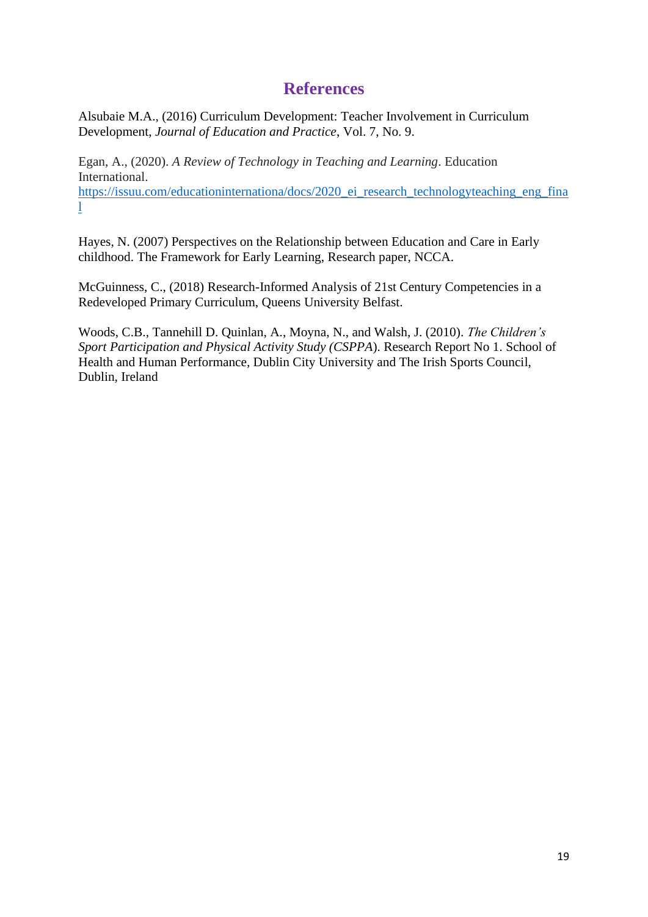# References

Alsubaie M.A., (2016) Curriculum Development: Teacher Involvement in Curriculum Development, *Journal of Education and Practice*, Vol. 7, No. 9.

Egan, A., (2020). *A Review of Technology in Teaching and Learning*. Education International. https://issuu.com/educationinternationa/docs/2020_ei_research_technologyteaching_eng_final

Hayes, N. (2007) Perspectives on the Relationship between Education and Care in Early childhood. The Framework for Early Learning, Research paper, NCCA.

McGuinness, C., (2018) Research-Informed Analysis of 21st Century Competencies in a Redeveloped Primary Curriculum, Queens University Belfast.

Woods, C.B., Tannehill D. Quinlan, A., Moyna, N., and Walsh, J. (2010). *The Children's Sport Participation and Physical Activity Study (CSPPA)*. Research Report No 1. School of Health and Human Performance, Dublin City University and The Irish Sports Council, Dublin, Ireland